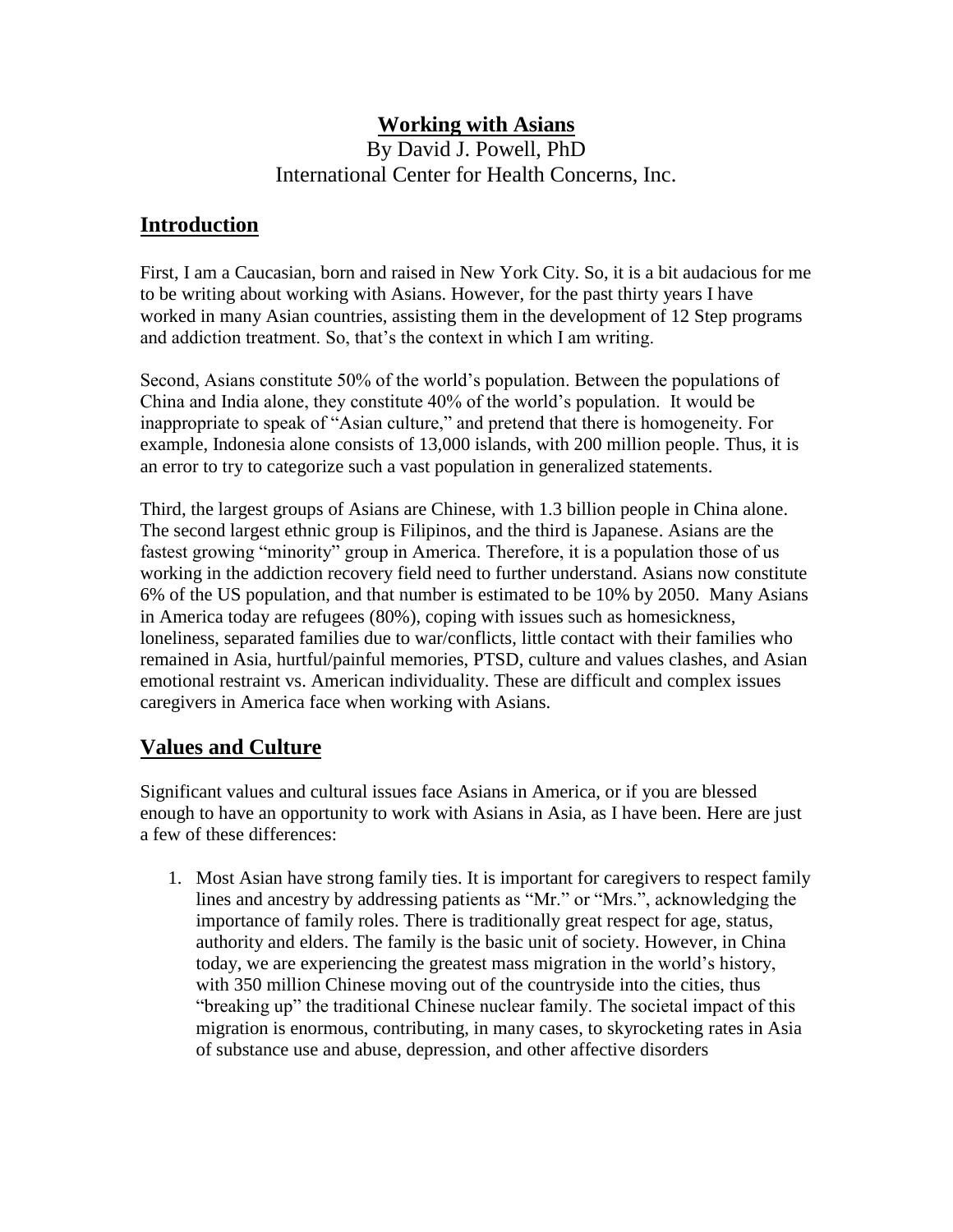# Working with Asians

By David J. Powell, PhD
International Center for Health Concerns, Inc.

## Introduction

First, I am a Caucasian, born and raised in New York City. So, it is a bit audacious for me to be writing about working with Asians. However, for the past thirty years I have worked in many Asian countries, assisting them in the development of 12 Step programs and addiction treatment. So, that's the context in which I am writing.

Second, Asians constitute 50% of the world's population. Between the populations of China and India alone, they constitute 40% of the world's population. It would be inappropriate to speak of "Asian culture," and pretend that there is homogeneity. For example, Indonesia alone consists of 13,000 islands, with 200 million people. Thus, it is an error to try to categorize such a vast population in generalized statements.

Third, the largest groups of Asians are Chinese, with 1.3 billion people in China alone. The second largest ethnic group is Filipinos, and the third is Japanese. Asians are the fastest growing "minority" group in America. Therefore, it is a population those of us working in the addiction recovery field need to further understand. Asians now constitute 6% of the US population, and that number is estimated to be 10% by 2050. Many Asians in America today are refugees (80%), coping with issues such as homesickness, loneliness, separated families due to war/conflicts, little contact with their families who remained in Asia, hurtful/painful memories, PTSD, culture and values clashes, and Asian emotional restraint vs. American individuality. These are difficult and complex issues caregivers in America face when working with Asians.

## Values and Culture

Significant values and cultural issues face Asians in America, or if you are blessed enough to have an opportunity to work with Asians in Asia, as I have been. Here are just a few of these differences:

1. Most Asian have strong family ties. It is important for caregivers to respect family lines and ancestry by addressing patients as "Mr." or "Mrs.", acknowledging the importance of family roles. There is traditionally great respect for age, status, authority and elders. The family is the basic unit of society. However, in China today, we are experiencing the greatest mass migration in the world's history, with 350 million Chinese moving out of the countryside into the cities, thus "breaking up" the traditional Chinese nuclear family. The societal impact of this migration is enormous, contributing, in many cases, to skyrocketing rates in Asia of substance use and abuse, depression, and other affective disorders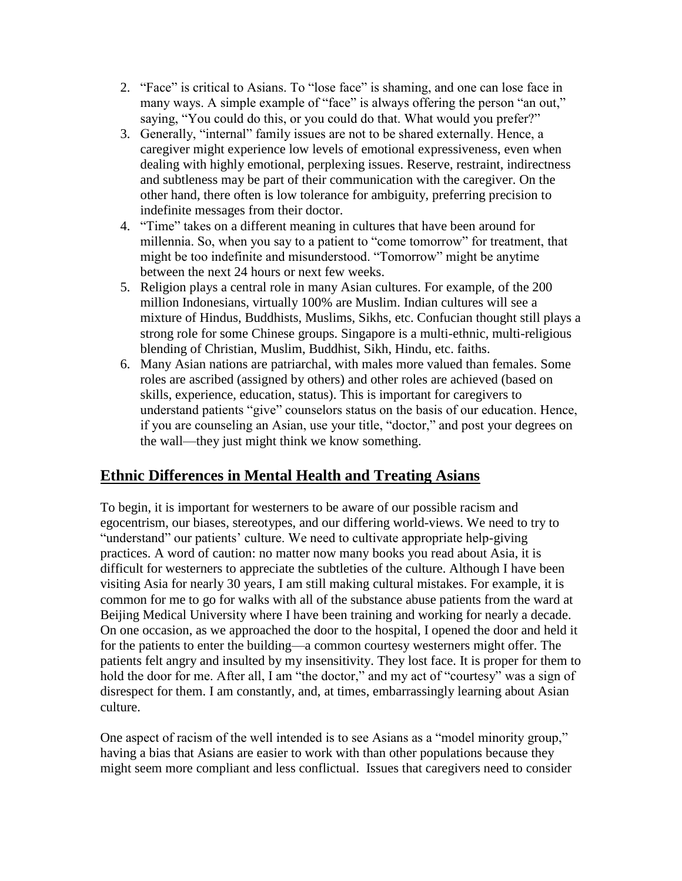2. "Face" is critical to Asians. To "lose face" is shaming, and one can lose face in many ways. A simple example of "face" is always offering the person "an out," saying, "You could do this, or you could do that. What would you prefer?"
3. Generally, "internal" family issues are not to be shared externally. Hence, a caregiver might experience low levels of emotional expressiveness, even when dealing with highly emotional, perplexing issues. Reserve, restraint, indirectness and subtleness may be part of their communication with the caregiver. On the other hand, there often is low tolerance for ambiguity, preferring precision to indefinite messages from their doctor.
4. "Time" takes on a different meaning in cultures that have been around for millennia. So, when you say to a patient to "come tomorrow" for treatment, that might be too indefinite and misunderstood. "Tomorrow" might be anytime between the next 24 hours or next few weeks.
5. Religion plays a central role in many Asian cultures. For example, of the 200 million Indonesians, virtually 100% are Muslim. Indian cultures will see a mixture of Hindus, Buddhists, Muslims, Sikhs, etc. Confucian thought still plays a strong role for some Chinese groups. Singapore is a multi-ethnic, multi-religious blending of Christian, Muslim, Buddhist, Sikh, Hindu, etc. faiths.
6. Many Asian nations are patriarchal, with males more valued than females. Some roles are ascribed (assigned by others) and other roles are achieved (based on skills, experience, education, status). This is important for caregivers to understand patients "give" counselors status on the basis of our education. Hence, if you are counseling an Asian, use your title, "doctor," and post your degrees on the wall—they just might think we know something.

## **Ethnic Differences in Mental Health and Treating Asians**

To begin, it is important for westerners to be aware of our possible racism and egocentrism, our biases, stereotypes, and our differing world-views. We need to try to "understand" our patients' culture. We need to cultivate appropriate help-giving practices. A word of caution: no matter now many books you read about Asia, it is difficult for westerners to appreciate the subtleties of the culture. Although I have been visiting Asia for nearly 30 years, I am still making cultural mistakes. For example, it is common for me to go for walks with all of the substance abuse patients from the ward at Beijing Medical University where I have been training and working for nearly a decade. On one occasion, as we approached the door to the hospital, I opened the door and held it for the patients to enter the building—a common courtesy westerners might offer. The patients felt angry and insulted by my insensitivity. They lost face. It is proper for them to hold the door for me. After all, I am "the doctor," and my act of "courtesy" was a sign of disrespect for them. I am constantly, and, at times, embarrassingly learning about Asian culture.

One aspect of racism of the well intended is to see Asians as a "model minority group," having a bias that Asians are easier to work with than other populations because they might seem more compliant and less conflictual. Issues that caregivers need to consider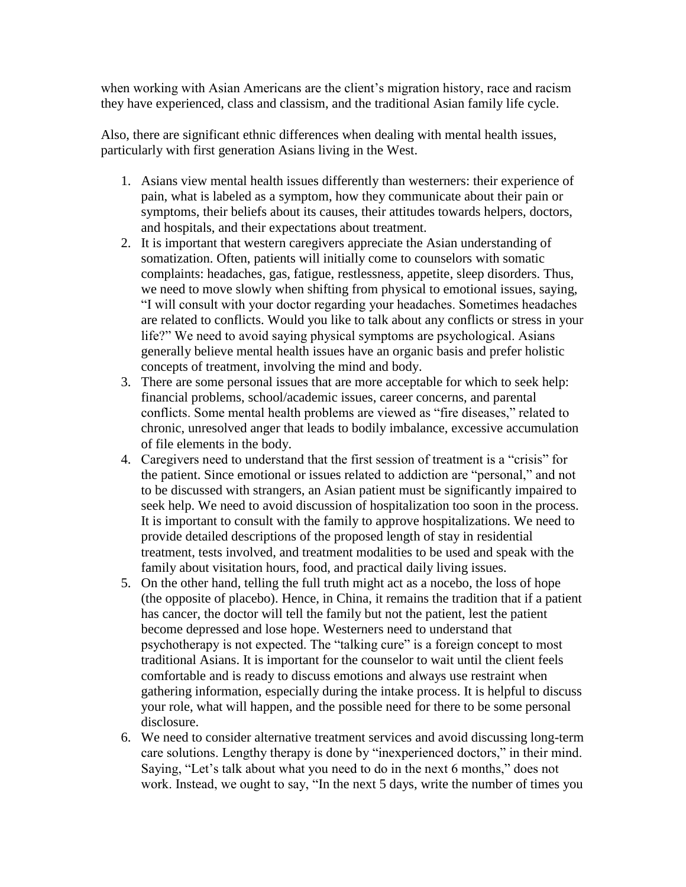when working with Asian Americans are the client's migration history, race and racism they have experienced, class and classism, and the traditional Asian family life cycle.

Also, there are significant ethnic differences when dealing with mental health issues, particularly with first generation Asians living in the West.

1. Asians view mental health issues differently than westerners: their experience of pain, what is labeled as a symptom, how they communicate about their pain or symptoms, their beliefs about its causes, their attitudes towards helpers, doctors, and hospitals, and their expectations about treatment.
2. It is important that western caregivers appreciate the Asian understanding of somatization. Often, patients will initially come to counselors with somatic complaints: headaches, gas, fatigue, restlessness, appetite, sleep disorders. Thus, we need to move slowly when shifting from physical to emotional issues, saying, "I will consult with your doctor regarding your headaches. Sometimes headaches are related to conflicts. Would you like to talk about any conflicts or stress in your life?" We need to avoid saying physical symptoms are psychological. Asians generally believe mental health issues have an organic basis and prefer holistic concepts of treatment, involving the mind and body.
3. There are some personal issues that are more acceptable for which to seek help: financial problems, school/academic issues, career concerns, and parental conflicts. Some mental health problems are viewed as "fire diseases," related to chronic, unresolved anger that leads to bodily imbalance, excessive accumulation of file elements in the body.
4. Caregivers need to understand that the first session of treatment is a "crisis" for the patient. Since emotional or issues related to addiction are "personal," and not to be discussed with strangers, an Asian patient must be significantly impaired to seek help. We need to avoid discussion of hospitalization too soon in the process. It is important to consult with the family to approve hospitalizations. We need to provide detailed descriptions of the proposed length of stay in residential treatment, tests involved, and treatment modalities to be used and speak with the family about visitation hours, food, and practical daily living issues.
5. On the other hand, telling the full truth might act as a nocebo, the loss of hope (the opposite of placebo). Hence, in China, it remains the tradition that if a patient has cancer, the doctor will tell the family but not the patient, lest the patient become depressed and lose hope. Westerners need to understand that psychotherapy is not expected. The "talking cure" is a foreign concept to most traditional Asians. It is important for the counselor to wait until the client feels comfortable and is ready to discuss emotions and always use restraint when gathering information, especially during the intake process. It is helpful to discuss your role, what will happen, and the possible need for there to be some personal disclosure.
6. We need to consider alternative treatment services and avoid discussing long-term care solutions. Lengthy therapy is done by "inexperienced doctors," in their mind. Saying, "Let's talk about what you need to do in the next 6 months," does not work. Instead, we ought to say, "In the next 5 days, write the number of times you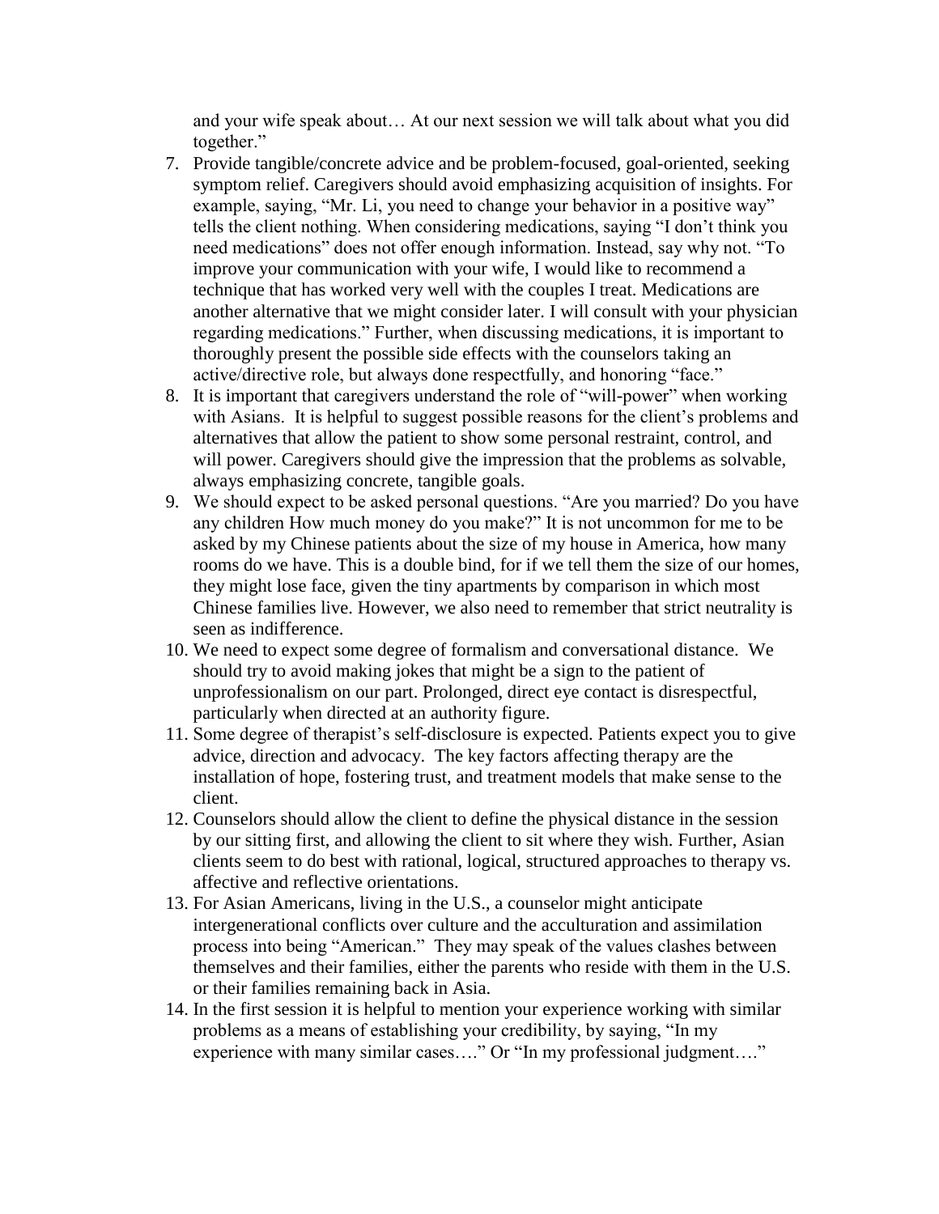and your wife speak about… At our next session we will talk about what you did together."

7. Provide tangible/concrete advice and be problem-focused, goal-oriented, seeking symptom relief. Caregivers should avoid emphasizing acquisition of insights. For example, saying, "Mr. Li, you need to change your behavior in a positive way" tells the client nothing. When considering medications, saying "I don't think you need medications" does not offer enough information. Instead, say why not. "To improve your communication with your wife, I would like to recommend a technique that has worked very well with the couples I treat. Medications are another alternative that we might consider later. I will consult with your physician regarding medications." Further, when discussing medications, it is important to thoroughly present the possible side effects with the counselors taking an active/directive role, but always done respectfully, and honoring "face."
8. It is important that caregivers understand the role of "will-power" when working with Asians. It is helpful to suggest possible reasons for the client's problems and alternatives that allow the patient to show some personal restraint, control, and will power. Caregivers should give the impression that the problems as solvable, always emphasizing concrete, tangible goals.
9. We should expect to be asked personal questions. "Are you married? Do you have any children How much money do you make?" It is not uncommon for me to be asked by my Chinese patients about the size of my house in America, how many rooms do we have. This is a double bind, for if we tell them the size of our homes, they might lose face, given the tiny apartments by comparison in which most Chinese families live. However, we also need to remember that strict neutrality is seen as indifference.
10. We need to expect some degree of formalism and conversational distance. We should try to avoid making jokes that might be a sign to the patient of unprofessionalism on our part. Prolonged, direct eye contact is disrespectful, particularly when directed at an authority figure.
11. Some degree of therapist's self-disclosure is expected. Patients expect you to give advice, direction and advocacy. The key factors affecting therapy are the installation of hope, fostering trust, and treatment models that make sense to the client.
12. Counselors should allow the client to define the physical distance in the session by our sitting first, and allowing the client to sit where they wish. Further, Asian clients seem to do best with rational, logical, structured approaches to therapy vs. affective and reflective orientations.
13. For Asian Americans, living in the U.S., a counselor might anticipate intergenerational conflicts over culture and the acculturation and assimilation process into being "American." They may speak of the values clashes between themselves and their families, either the parents who reside with them in the U.S. or their families remaining back in Asia.
14. In the first session it is helpful to mention your experience working with similar problems as a means of establishing your credibility, by saying, "In my experience with many similar cases…." Or "In my professional judgment…."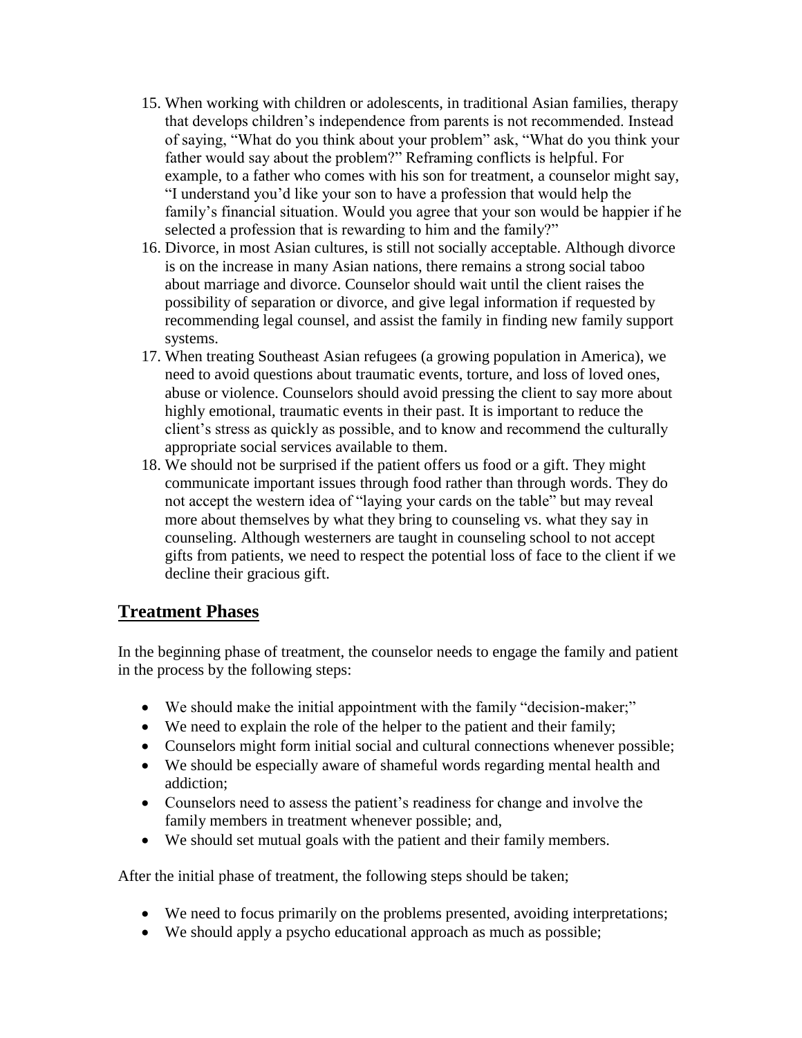15. When working with children or adolescents, in traditional Asian families, therapy that develops children's independence from parents is not recommended. Instead of saying, "What do you think about your problem" ask, "What do you think your father would say about the problem?" Reframing conflicts is helpful. For example, to a father who comes with his son for treatment, a counselor might say, "I understand you'd like your son to have a profession that would help the family's financial situation. Would you agree that your son would be happier if he selected a profession that is rewarding to him and the family?"
16. Divorce, in most Asian cultures, is still not socially acceptable. Although divorce is on the increase in many Asian nations, there remains a strong social taboo about marriage and divorce. Counselor should wait until the client raises the possibility of separation or divorce, and give legal information if requested by recommending legal counsel, and assist the family in finding new family support systems.
17. When treating Southeast Asian refugees (a growing population in America), we need to avoid questions about traumatic events, torture, and loss of loved ones, abuse or violence. Counselors should avoid pressing the client to say more about highly emotional, traumatic events in their past. It is important to reduce the client's stress as quickly as possible, and to know and recommend the culturally appropriate social services available to them.
18. We should not be surprised if the patient offers us food or a gift. They might communicate important issues through food rather than through words. They do not accept the western idea of "laying your cards on the table" but may reveal more about themselves by what they bring to counseling vs. what they say in counseling. Although westerners are taught in counseling school to not accept gifts from patients, we need to respect the potential loss of face to the client if we decline their gracious gift.

## Treatment Phases

In the beginning phase of treatment, the counselor needs to engage the family and patient in the process by the following steps:

- We should make the initial appointment with the family "decision-maker;"
- We need to explain the role of the helper to the patient and their family;
- Counselors might form initial social and cultural connections whenever possible;
- We should be especially aware of shameful words regarding mental health and addiction;
- Counselors need to assess the patient's readiness for change and involve the family members in treatment whenever possible; and,
- We should set mutual goals with the patient and their family members.

After the initial phase of treatment, the following steps should be taken;

- We need to focus primarily on the problems presented, avoiding interpretations;
- We should apply a psycho educational approach as much as possible;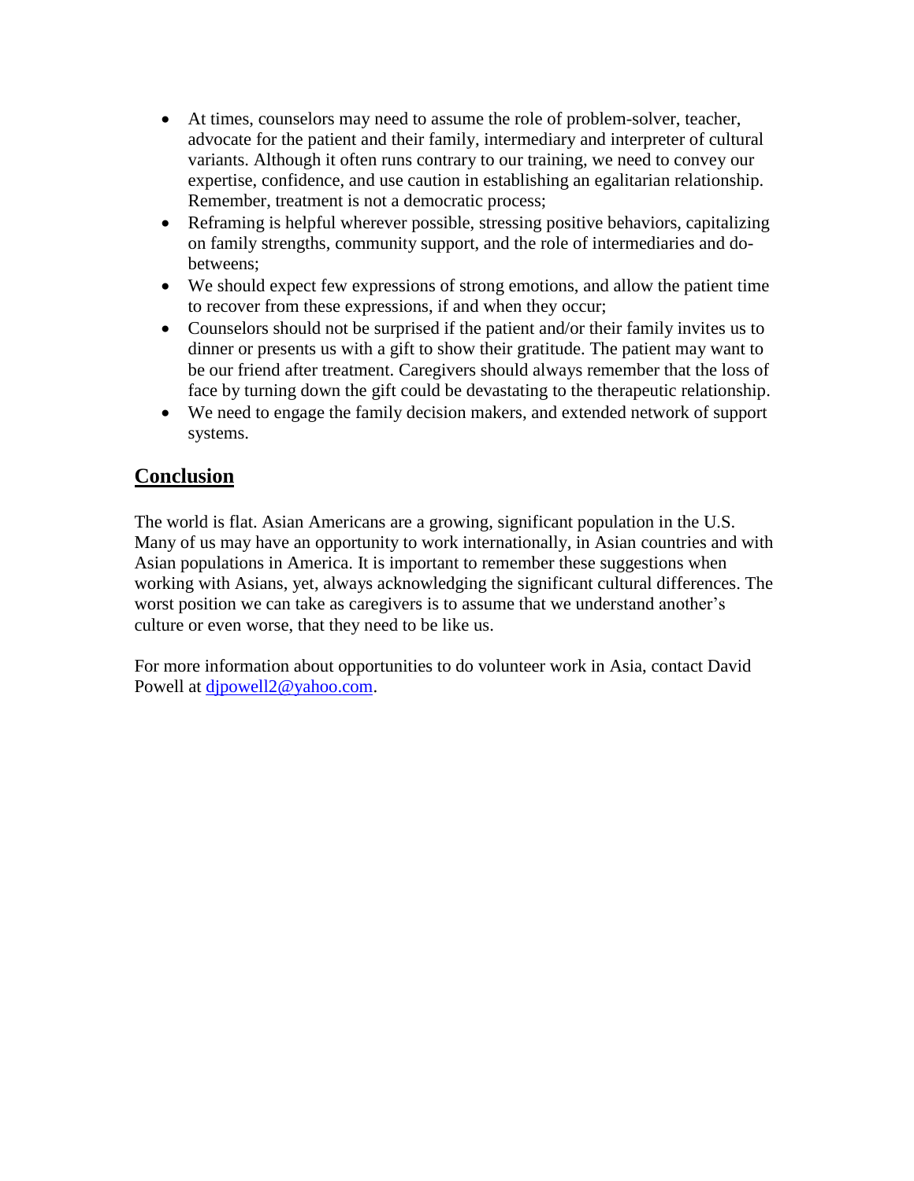- At times, counselors may need to assume the role of problem-solver, teacher, advocate for the patient and their family, intermediary and interpreter of cultural variants. Although it often runs contrary to our training, we need to convey our expertise, confidence, and use caution in establishing an egalitarian relationship. Remember, treatment is not a democratic process;
- Reframing is helpful wherever possible, stressing positive behaviors, capitalizing on family strengths, community support, and the role of intermediaries and do-betweens;
- We should expect few expressions of strong emotions, and allow the patient time to recover from these expressions, if and when they occur;
- Counselors should not be surprised if the patient and/or their family invites us to dinner or presents us with a gift to show their gratitude. The patient may want to be our friend after treatment. Caregivers should always remember that the loss of face by turning down the gift could be devastating to the therapeutic relationship.
- We need to engage the family decision makers, and extended network of support systems.

## Conclusion

The world is flat. Asian Americans are a growing, significant population in the U.S. Many of us may have an opportunity to work internationally, in Asian countries and with Asian populations in America. It is important to remember these suggestions when working with Asians, yet, always acknowledging the significant cultural differences. The worst position we can take as caregivers is to assume that we understand another's culture or even worse, that they need to be like us.

For more information about opportunities to do volunteer work in Asia, contact David Powell at djpowell2@yahoo.com.